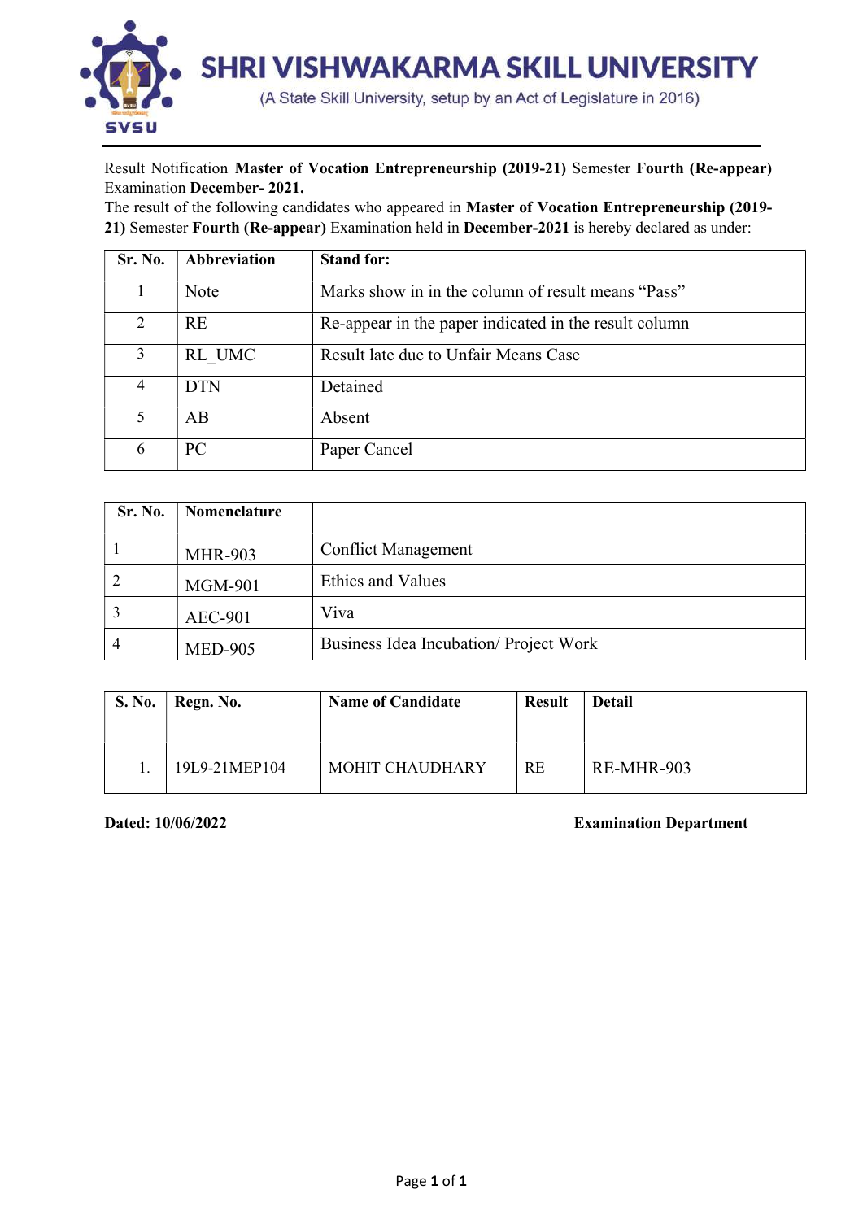# SHRI VISHWAKARMA SKILL UNIVERSITY

(A State Skill University, setup by an Act of Legislature in 2016)

Result Notification **Master of Vocation Entrepreneurship (2019-21)** Semester **Fourth (Re-appear)** Examination **December- 2021.**

The result of the following candidates who appeared in **Master of Vocation Entrepreneurship (2019-21)** Semester **Fourth (Re-appear)** Examination held in **December-2021** is hereby declared as under:

| Sr. No. | Abbreviation | Stand for: |
|---|---|---|
| 1 | Note | Marks show in in the column of result means "Pass" |
| 2 | RE | Re-appear in the paper indicated in the result column |
| 3 | RL_UMC | Result late due to Unfair Means Case |
| 4 | DTN | Detained |
| 5 | AB | Absent |
| 6 | PC | Paper Cancel |

| Sr. No. | Nomenclature | |
|---|---|---|
| 1 | MHR-903 | Conflict Management |
| 2 | MGM-901 | Ethics and Values |
| 3 | AEC-901 | Viva |
| 4 | MED-905 | Business Idea Incubation/ Project Work |

| S. No. | Regn. No. | Name of Candidate | Result | Detail |
|---|---|---|---|---|
| 1. | 19L9-21MEP104 | MOHIT CHAUDHARY | RE | RE-MHR-903 |

**Dated: 10/06/2022**

**Examination Department**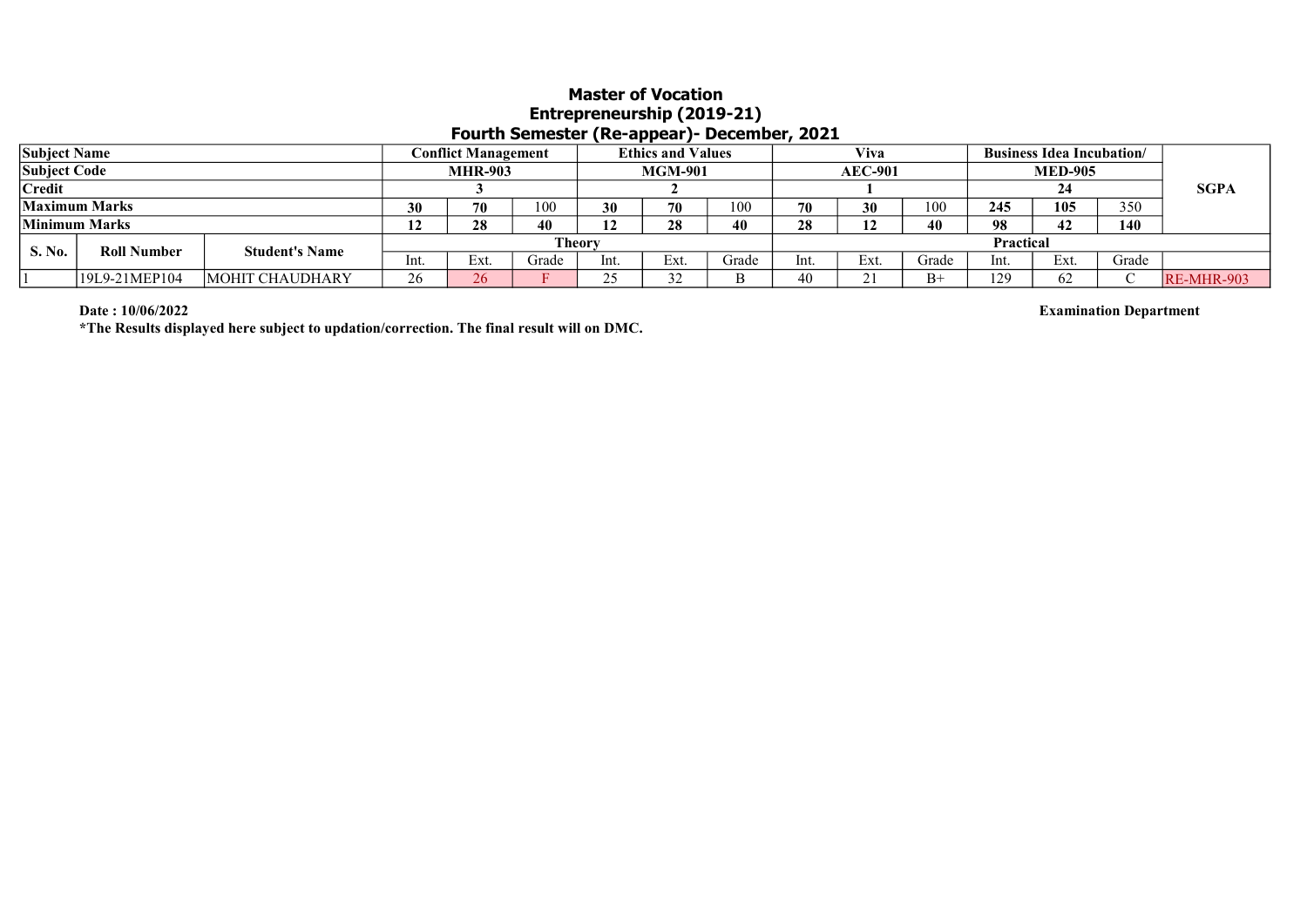# Master of Vocation
## Entrepreneurship (2019-21)
## Fourth Semester (Re-appear)- December, 2021

| Subject Name | | | Conflict Management | | | Ethics and Values | | | Viva | | | Business Idea Incubation/ | | | SGPA |
|---|---|---|---|---|---|---|---|---|---|---|---|---|---|---|---|
| Subject Code | | | MHR-903 | | | MGM-901 | | | AEC-901 | | | MED-905 | | | |
| Credit | | | 3 | | | 2 | | | 1 | | | 24 | | | |
| Maximum Marks | | | 30 | 70 | 100 | 30 | 70 | 100 | 70 | 30 | 100 | 245 | 105 | 350 | |
| Minimum Marks | | | 12 | 28 | 40 | 12 | 28 | 40 | 28 | 12 | 40 | 98 | 42 | 140 | |
| S. No. | Roll Number | Student's Name | Theory | | | | | | Practical | | | | | | |
| | | | Int. | Ext. | Grade | Int. | Ext. | Grade | Int. | Ext. | Grade | Int. | Ext. | Grade | |
| 1 | 19L9-21MEP104 | MOHIT CHAUDHARY | 26 | 26 | F | 25 | 32 | B | 40 | 21 | B+ | 129 | 62 | C | RE-MHR-903 |

**Date : 10/06/2022**

**Examination Department**

**\*The Results displayed here subject to updation/correction. The final result will on DMC.**